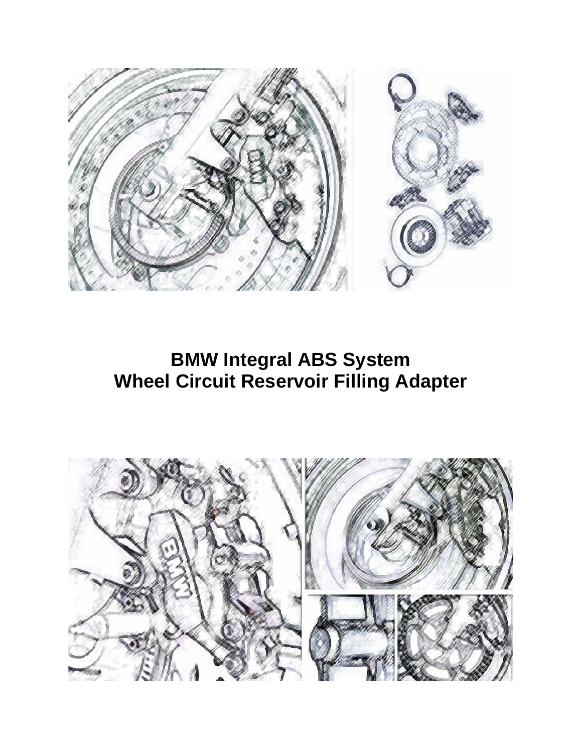# BMW Integral ABS System
# Wheel Circuit Reservoir Filling Adapter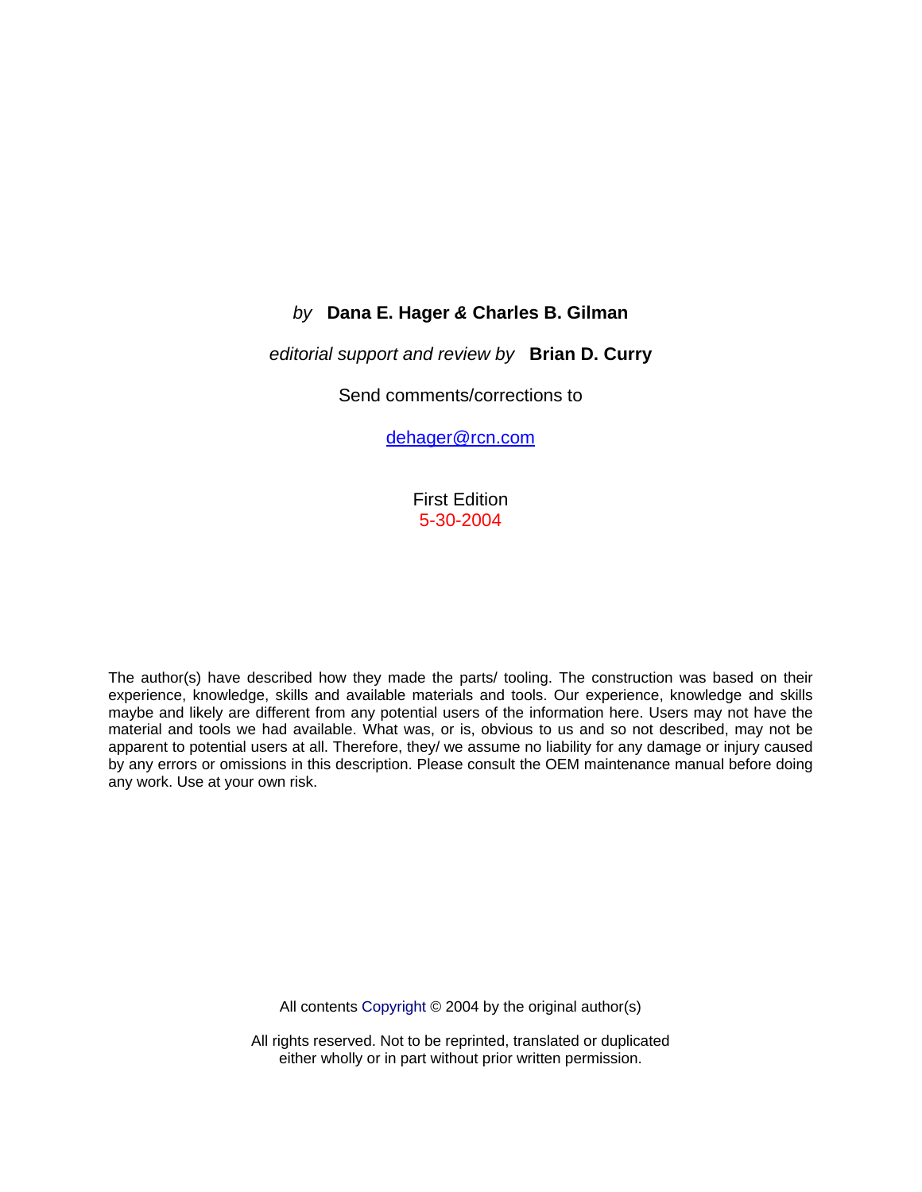*by* **Dana E. Hager & Charles B. Gilman**

*editorial support and review by* **Brian D. Curry**

Send comments/corrections to

dehager@rcn.com

First Edition
5-30-2004

The author(s) have described how they made the parts/ tooling. The construction was based on their experience, knowledge, skills and available materials and tools. Our experience, knowledge and skills maybe and likely are different from any potential users of the information here. Users may not have the material and tools we had available. What was, or is, obvious to us and so not described, may not be apparent to potential users at all. Therefore, they/ we assume no liability for any damage or injury caused by any errors or omissions in this description. Please consult the OEM maintenance manual before doing any work. Use at your own risk.

All contents Copyright © 2004 by the original author(s)

All rights reserved. Not to be reprinted, translated or duplicated
either wholly or in part without prior written permission.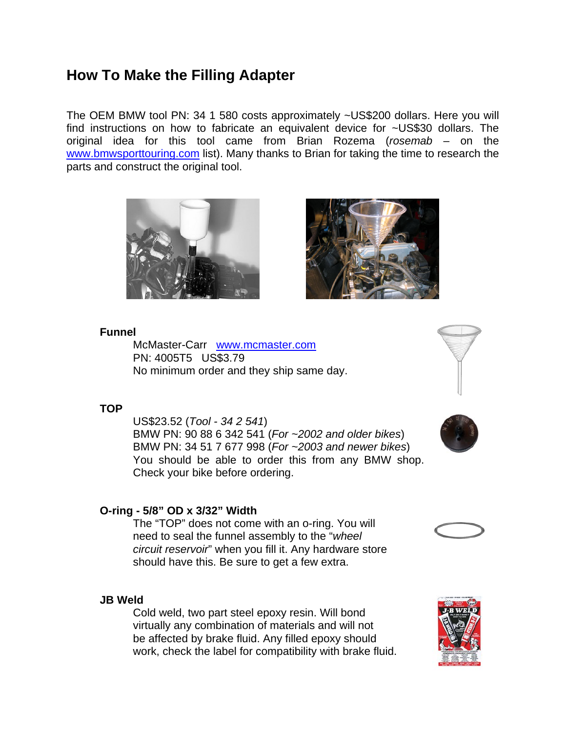## How To Make the Filling Adapter

The OEM BMW tool PN: 34 1 580 costs approximately ~US$200 dollars. Here you will find instructions on how to fabricate an equivalent device for ~US$30 dollars. The original idea for this tool came from Brian Rozema (*rosemab* – on the www.bmwsporttouring.com list). Many thanks to Brian for taking the time to research the parts and construct the original tool.

**Funnel**

McMaster-Carr   www.mcmaster.com
PN: 4005T5   US$3.79
No minimum order and they ship same day.

**TOP**

US$23.52 (*Tool - 34 2 541*)
BMW PN: 90 88 6 342 541 (*For ~2002 and older bikes*)
BMW PN: 34 51 7 677 998 (*For ~2003 and newer bikes*)
You should be able to order this from any BMW shop. Check your bike before ordering.

**O-ring - 5/8" OD x 3/32" Width**

The "TOP" does not come with an o-ring. You will need to seal the funnel assembly to the "*wheel circuit reservoir*" when you fill it. Any hardware store should have this. Be sure to get a few extra.

**JB Weld**

Cold weld, two part steel epoxy resin. Will bond virtually any combination of materials and will not be affected by brake fluid. Any filled epoxy should work, check the label for compatibility with brake fluid.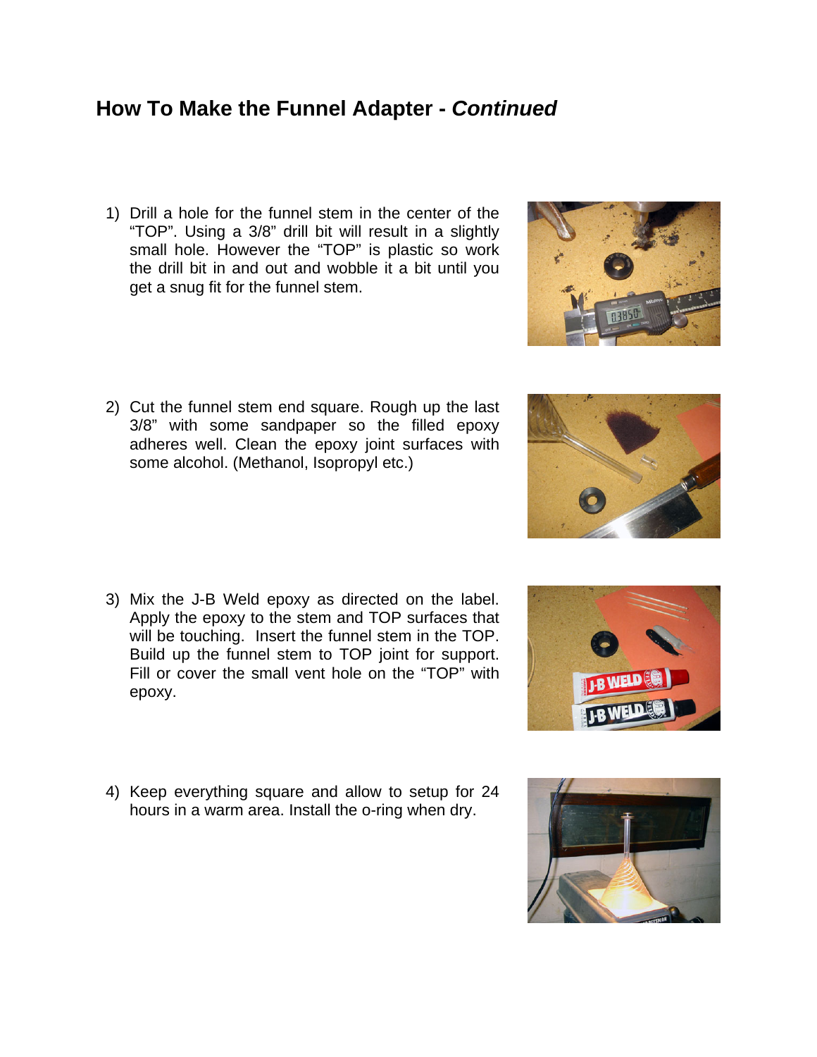## How To Make the Funnel Adapter - *Continued*

1) Drill a hole for the funnel stem in the center of the "TOP". Using a 3/8" drill bit will result in a slightly small hole. However the "TOP" is plastic so work the drill bit in and out and wobble it a bit until you get a snug fit for the funnel stem.

2) Cut the funnel stem end square. Rough up the last 3/8" with some sandpaper so the filled epoxy adheres well. Clean the epoxy joint surfaces with some alcohol. (Methanol, Isopropyl etc.)

3) Mix the J-B Weld epoxy as directed on the label. Apply the epoxy to the stem and TOP surfaces that will be touching. Insert the funnel stem in the TOP. Build up the funnel stem to TOP joint for support. Fill or cover the small vent hole on the "TOP" with epoxy.

4) Keep everything square and allow to setup for 24 hours in a warm area. Install the o-ring when dry.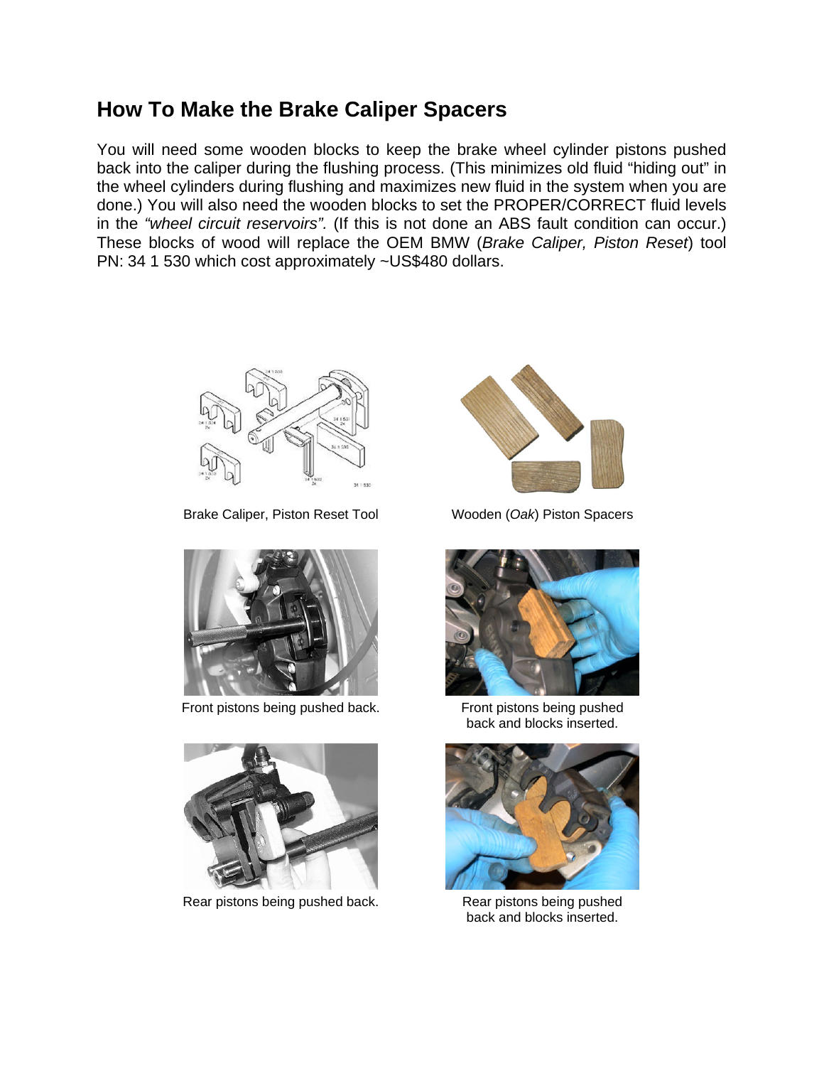## How To Make the Brake Caliper Spacers

You will need some wooden blocks to keep the brake wheel cylinder pistons pushed back into the caliper during the flushing process. (This minimizes old fluid "hiding out" in the wheel cylinders during flushing and maximizes new fluid in the system when you are done.) You will also need the wooden blocks to set the PROPER/CORRECT fluid levels in the *"wheel circuit reservoirs"*. (If this is not done an ABS fault condition can occur.) These blocks of wood will replace the OEM BMW (*Brake Caliper, Piston Reset*) tool PN: 34 1 530 which cost approximately ~US$480 dollars.

Brake Caliper, Piston Reset Tool

Wooden (*Oak*) Piston Spacers

Front pistons being pushed back.

Front pistons being pushed back and blocks inserted.

Rear pistons being pushed back.

Rear pistons being pushed back and blocks inserted.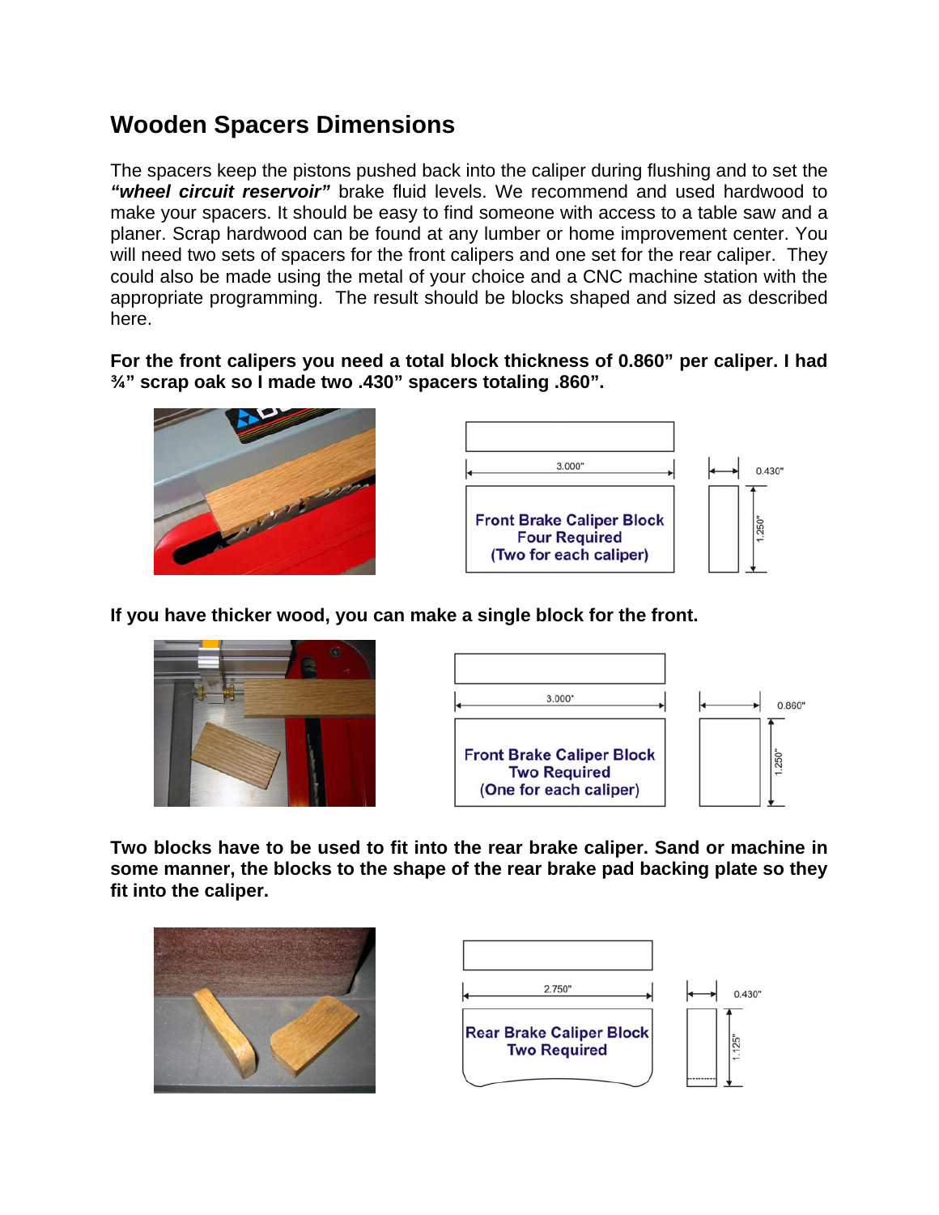## Wooden Spacers Dimensions

The spacers keep the pistons pushed back into the caliper during flushing and to set the ***"wheel circuit reservoir"*** brake fluid levels. We recommend and used hardwood to make your spacers. It should be easy to find someone with access to a table saw and a planer. Scrap hardwood can be found at any lumber or home improvement center. You will need two sets of spacers for the front calipers and one set for the rear caliper. They could also be made using the metal of your choice and a CNC machine station with the appropriate programming. The result should be blocks shaped and sized as described here.

**For the front calipers you need a total block thickness of 0.860" per caliper. I had ¾" scrap oak so I made two .430" spacers totaling .860".**

3.000"

0.430"

1.250"

Front Brake Caliper Block
Four Required
(Two for each caliper)

**If you have thicker wood, you can make a single block for the front.**

3.000"

0.860"

1.250"

Front Brake Caliper Block
Two Required
(One for each caliper)

**Two blocks have to be used to fit into the rear brake caliper. Sand or machine in some manner, the blocks to the shape of the rear brake pad backing plate so they fit into the caliper.**

2.750"

0.430"

1.125"

Rear Brake Caliper Block
Two Required